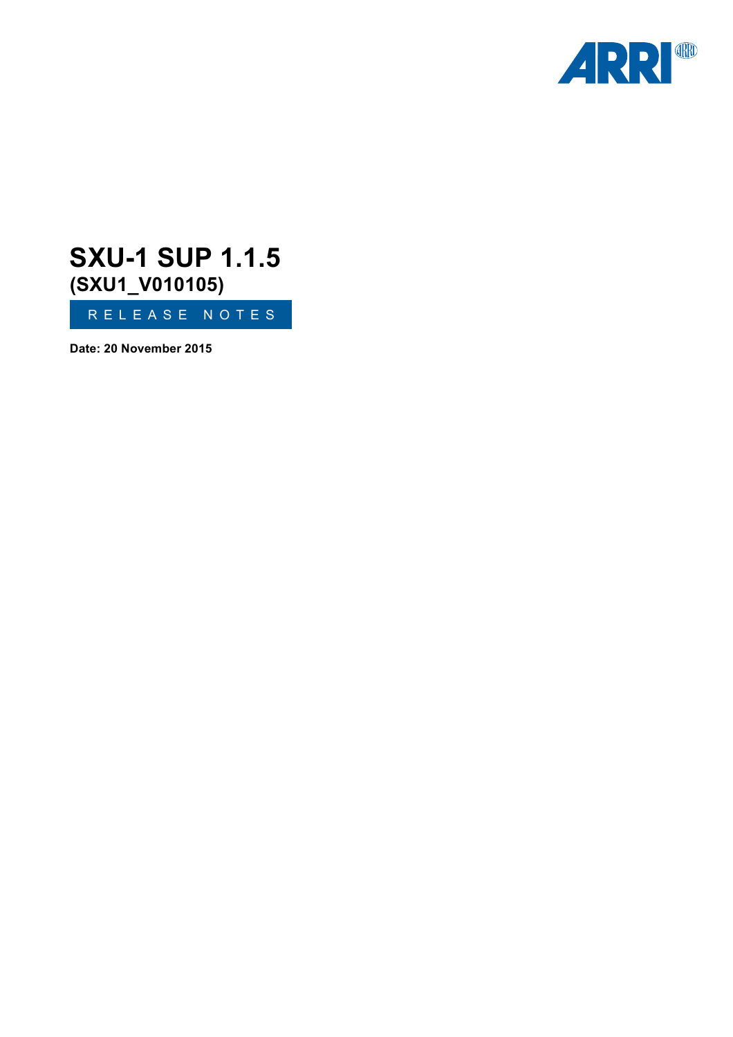# SXU-1 SUP 1.1.5
## (SXU1_V010105)

RELEASE NOTES

**Date: 20 November 2015**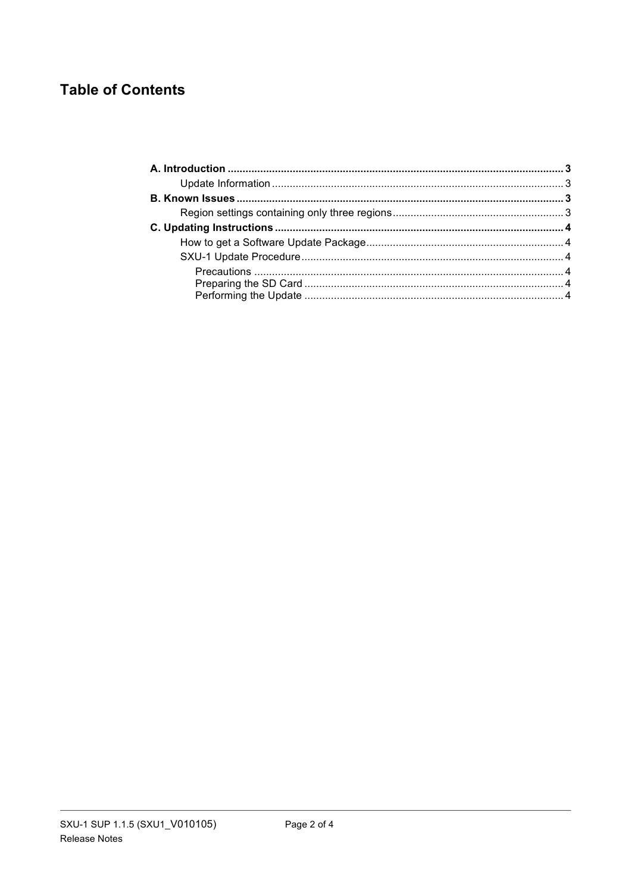# Table of Contents

**A. Introduction** ..... **3**
- Update Information ..... 3

**B. Known Issues** ..... **3**
- Region settings containing only three regions ..... 3

**C. Updating Instructions** ..... **4**
- How to get a Software Update Package ..... 4
- SXU-1 Update Procedure ..... 4
  - Precautions ..... 4
  - Preparing the SD Card ..... 4
  - Performing the Update ..... 4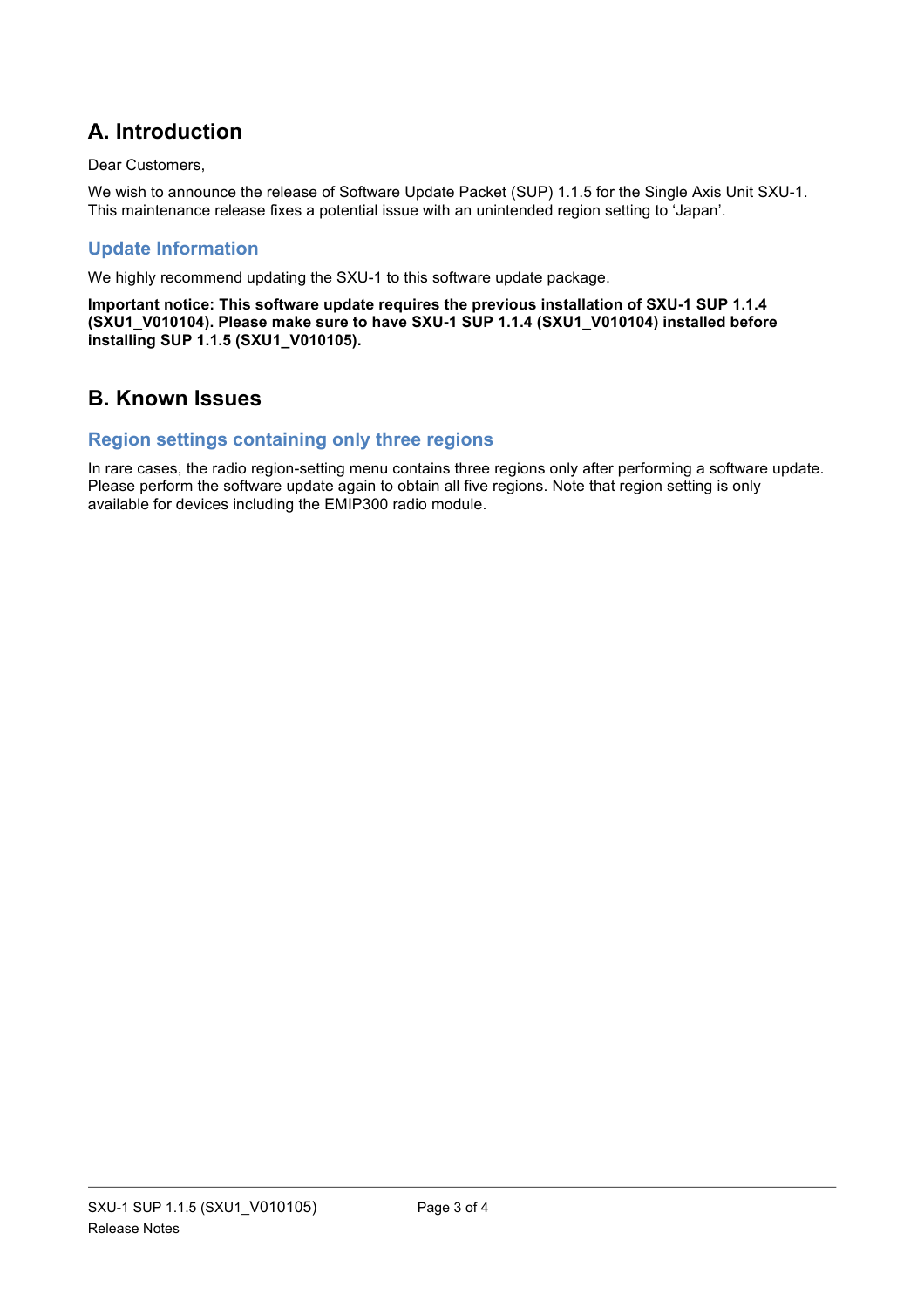## A. Introduction

Dear Customers,

We wish to announce the release of Software Update Packet (SUP) 1.1.5 for the Single Axis Unit SXU-1. This maintenance release fixes a potential issue with an unintended region setting to 'Japan'.

### Update Information

We highly recommend updating the SXU-1 to this software update package.

**Important notice: This software update requires the previous installation of SXU-1 SUP 1.1.4 (SXU1_V010104). Please make sure to have SXU-1 SUP 1.1.4 (SXU1_V010104) installed before installing SUP 1.1.5 (SXU1_V010105).**

## B. Known Issues

### Region settings containing only three regions

In rare cases, the radio region-setting menu contains three regions only after performing a software update. Please perform the software update again to obtain all five regions. Note that region setting is only available for devices including the EMIP300 radio module.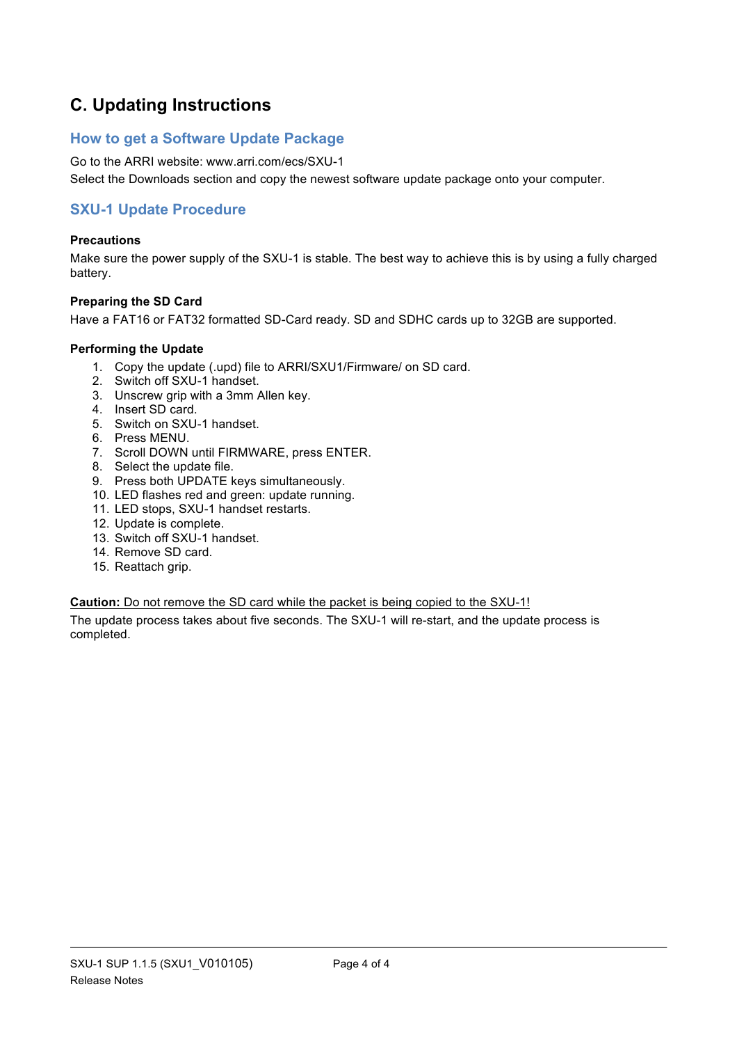# C. Updating Instructions

## How to get a Software Update Package

Go to the ARRI website: www.arri.com/ecs/SXU-1
Select the Downloads section and copy the newest software update package onto your computer.

## SXU-1 Update Procedure

**Precautions**

Make sure the power supply of the SXU-1 is stable. The best way to achieve this is by using a fully charged battery.

**Preparing the SD Card**

Have a FAT16 or FAT32 formatted SD-Card ready. SD and SDHC cards up to 32GB are supported.

**Performing the Update**

1. Copy the update (.upd) file to ARRI/SXU1/Firmware/ on SD card.
2. Switch off SXU-1 handset.
3. Unscrew grip with a 3mm Allen key.
4. Insert SD card.
5. Switch on SXU-1 handset.
6. Press MENU.
7. Scroll DOWN until FIRMWARE, press ENTER.
8. Select the update file.
9. Press both UPDATE keys simultaneously.
10. LED flashes red and green: update running.
11. LED stops, SXU-1 handset restarts.
12. Update is complete.
13. Switch off SXU-1 handset.
14. Remove SD card.
15. Reattach grip.

<u>**Caution:** Do not remove the SD card while the packet is being copied to the SXU-1!</u>

The update process takes about five seconds. The SXU-1 will re-start, and the update process is completed.